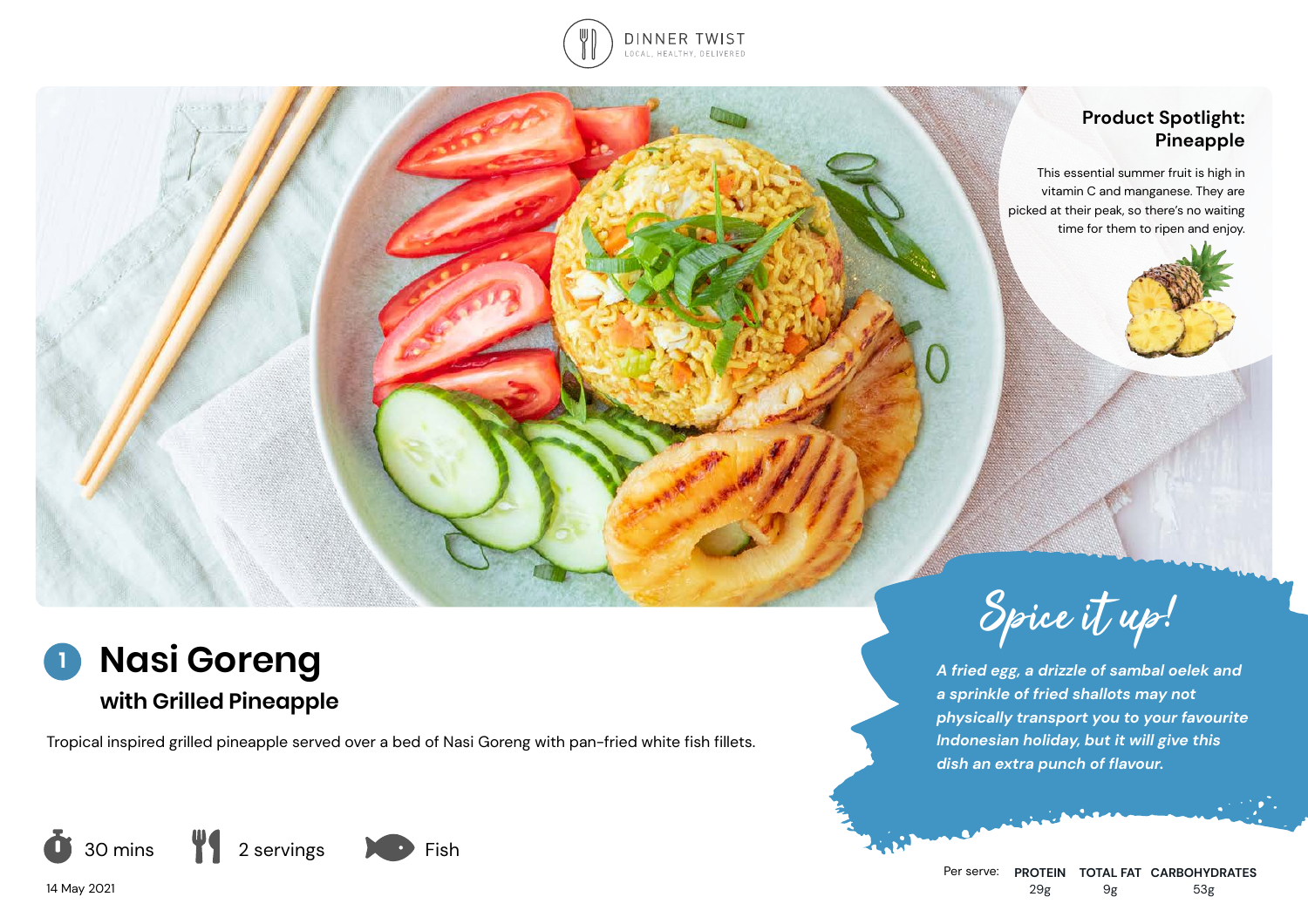DINNER TWIST
LOCAL, HEALTHY, DELIVERED

## Product Spotlight: Pineapple

This essential summer fruit is high in vitamin C and manganese. They are picked at their peak, so there's no waiting time for them to ripen and enjoy.

# 1 Nasi Goreng

### with Grilled Pineapple

Tropical inspired grilled pineapple served over a bed of Nasi Goreng with pan-fried white fish fillets.

30 mins | 2 servings | Fish

14 May 2021

## Spice it up!

*A fried egg, a drizzle of sambal oelek and a sprinkle of fried shallots may not physically transport you to your favourite Indonesian holiday, but it will give this dish an extra punch of flavour.*

| Per serve: | PROTEIN | TOTAL FAT | CARBOHYDRATES |
|---|---|---|---|
| | 29g | 9g | 53g |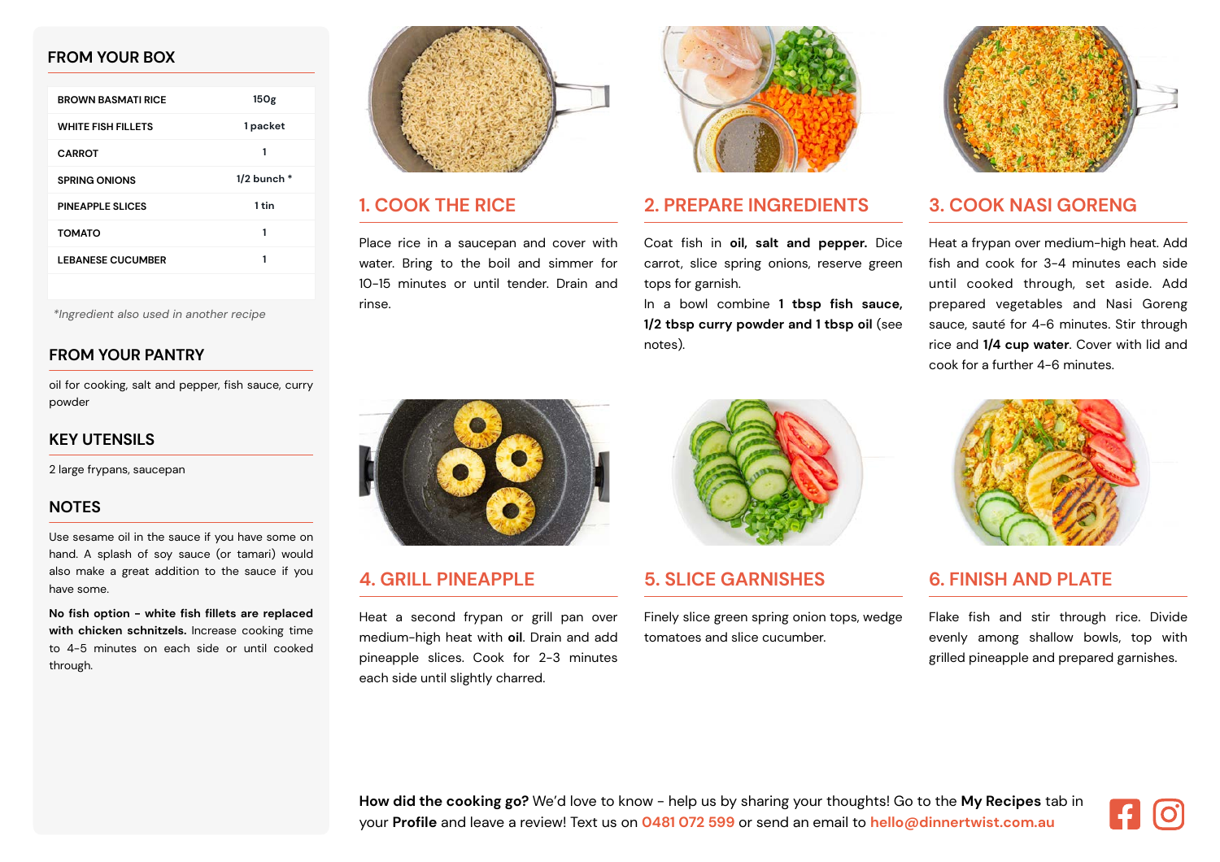## FROM YOUR BOX

| | |
|---|---|
| BROWN BASMATI RICE | 150g |
| WHITE FISH FILLETS | 1 packet |
| CARROT | 1 |
| SPRING ONIONS | 1/2 bunch * |
| PINEAPPLE SLICES | 1 tin |
| TOMATO | 1 |
| LEBANESE CUCUMBER | 1 |

*\*Ingredient also used in another recipe*

## FROM YOUR PANTRY

oil for cooking, salt and pepper, fish sauce, curry powder

## KEY UTENSILS

2 large frypans, saucepan

## NOTES

Use sesame oil in the sauce if you have some on hand. A splash of soy sauce (or tamari) would also make a great addition to the sauce if you have some.

**No fish option - white fish fillets are replaced with chicken schnitzels.** Increase cooking time to 4-5 minutes on each side or until cooked through.

## 1. COOK THE RICE

Place rice in a saucepan and cover with water. Bring to the boil and simmer for 10-15 minutes or until tender. Drain and rinse.

## 2. PREPARE INGREDIENTS

Coat fish in **oil, salt and pepper.** Dice carrot, slice spring onions, reserve green tops for garnish.

In a bowl combine **1 tbsp fish sauce, 1/2 tbsp curry powder and 1 tbsp oil** (see notes).

## 3. COOK NASI GORENG

Heat a frypan over medium-high heat. Add fish and cook for 3-4 minutes each side until cooked through, set aside. Add prepared vegetables and Nasi Goreng sauce, sauté for 4-6 minutes. Stir through rice and **1/4 cup water**. Cover with lid and cook for a further 4-6 minutes.

## 4. GRILL PINEAPPLE

Heat a second frypan or grill pan over medium-high heat with **oil**. Drain and add pineapple slices. Cook for 2-3 minutes each side until slightly charred.

## 5. SLICE GARNISHES

Finely slice green spring onion tops, wedge tomatoes and slice cucumber.

## 6. FINISH AND PLATE

Flake fish and stir through rice. Divide evenly among shallow bowls, top with grilled pineapple and prepared garnishes.

**How did the cooking go?** We'd love to know - help us by sharing your thoughts! Go to the **My Recipes** tab in your **Profile** and leave a review! Text us on 0481 072 599 or send an email to hello@dinnertwist.com.au